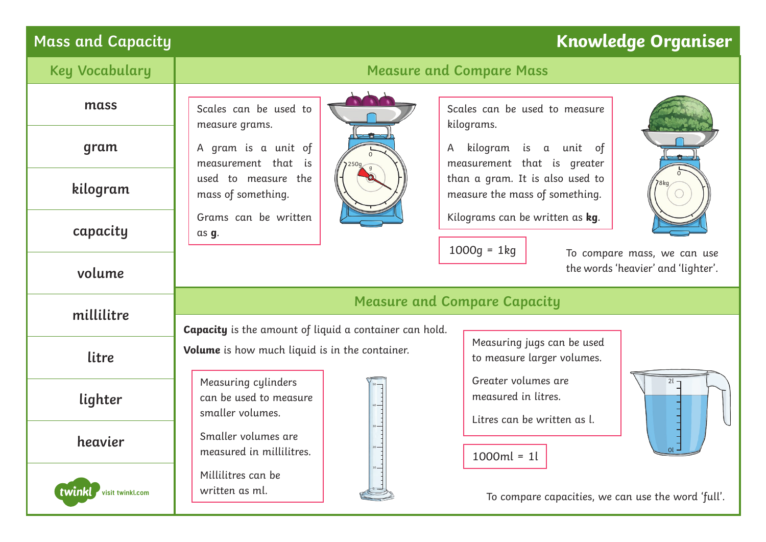# Mass and Capacity

## Knowledge Organiser

### Key Vocabulary

- mass
- gram
- kilogram
- capacity
- volume
- millilitre
- litre
- lighter
- heavier

### Measure and Compare Mass

Scales can be used to measure grams.

A gram is a unit of measurement that is used to measure the mass of something.

Grams can be written as **g**.

Scales can be used to measure kilograms.

A kilogram is a unit of measurement that is greater than a gram. It is also used to measure the mass of something.

Kilograms can be written as **kg**.

1000g = 1kg

To compare mass, we can use the words 'heavier' and 'lighter'.

### Measure and Compare Capacity

**Capacity** is the amount of liquid a container can hold.

**Volume** is how much liquid is in the container.

Measuring cylinders can be used to measure smaller volumes.

Smaller volumes are measured in millilitres.

Millilitres can be written as ml.

Measuring jugs can be used to measure larger volumes.

Greater volumes are measured in litres.

Litres can be written as l.

1000ml = 1l

To compare capacities, we can use the word 'full'.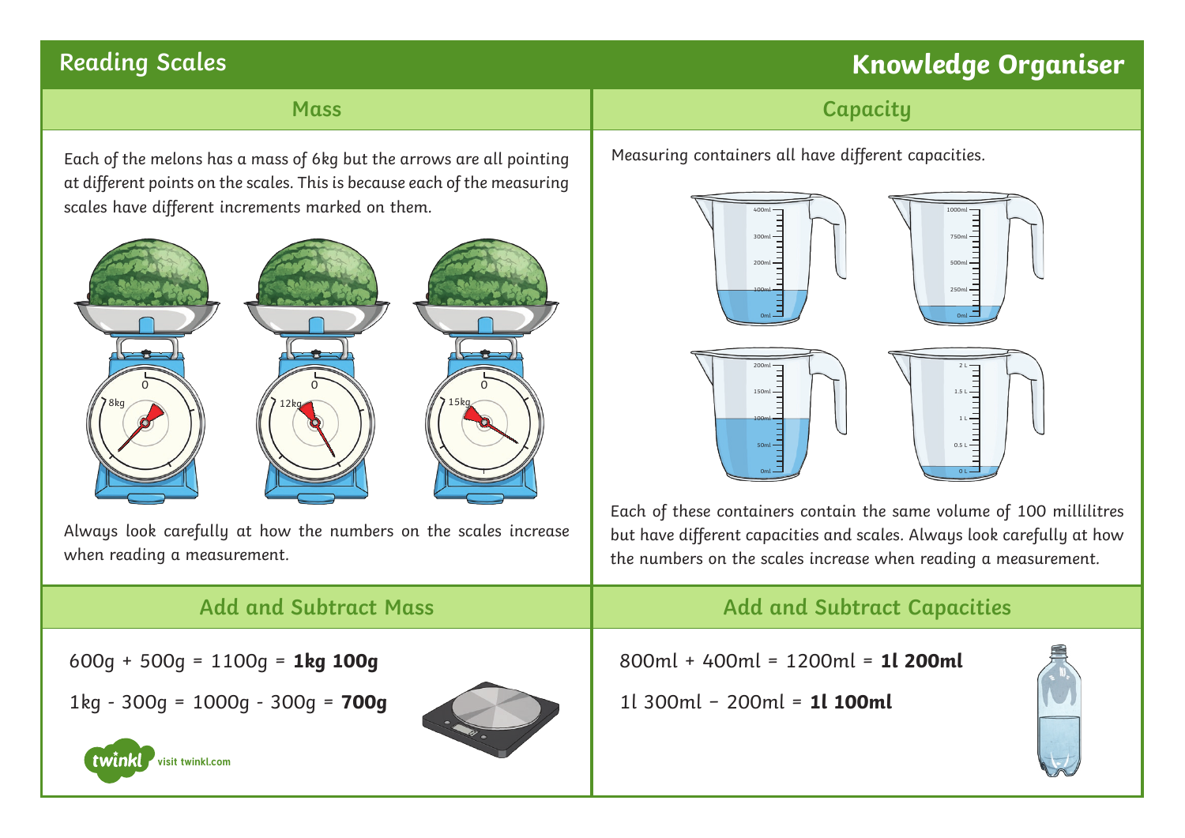# Reading Scales

## Knowledge Organiser

### Mass

Each of the melons has a mass of 6kg but the arrows are all pointing at different points on the scales. This is because each of the measuring scales have different increments marked on them.

Always look carefully at how the numbers on the scales increase when reading a measurement.

### Capacity

Measuring containers all have different capacities.

Each of these containers contain the same volume of 100 millilitres but have different capacities and scales. Always look carefully at how the numbers on the scales increase when reading a measurement.

### Add and Subtract Mass

600g + 500g = 1100g = **1kg 100g**

1kg - 300g = 1000g - 300g = **700g**

### Add and Subtract Capacities

800ml + 400ml = 1200ml = **1l 200ml**

1l 300ml – 200ml = **1l 100ml**